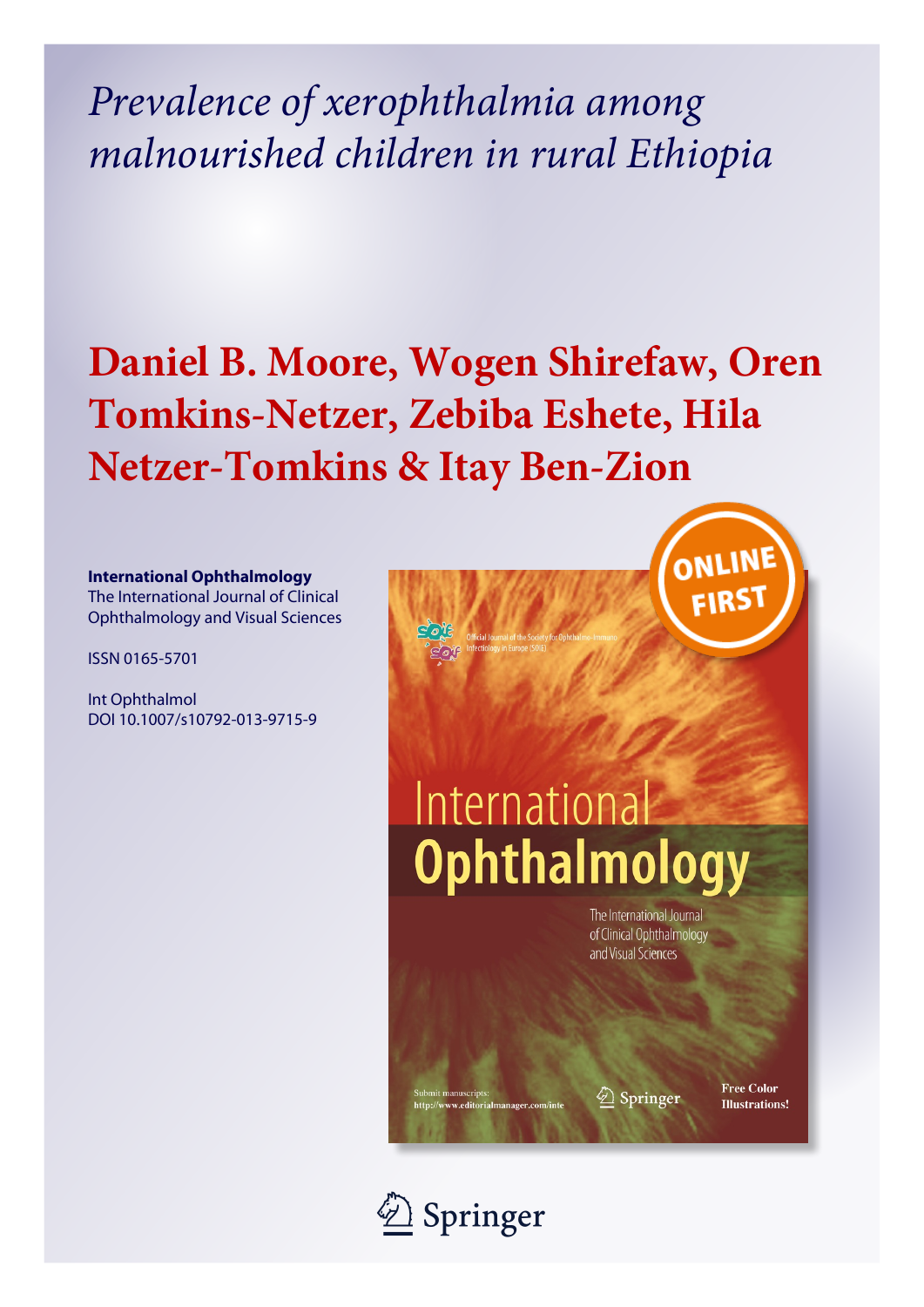# *Prevalence of xerophthalmia among malnourished children in rural Ethiopia*

## Daniel B. Moore, Wogen Shirefaw, Oren Tomkins-Netzer, Zebiba Eshete, Hila Netzer-Tomkins & Itay Ben-Zion

**International Ophthalmology**
The International Journal of Clinical Ophthalmology and Visual Sciences

ISSN 0165-5701

Int Ophthalmol
DOI 10.1007/s10792-013-9715-9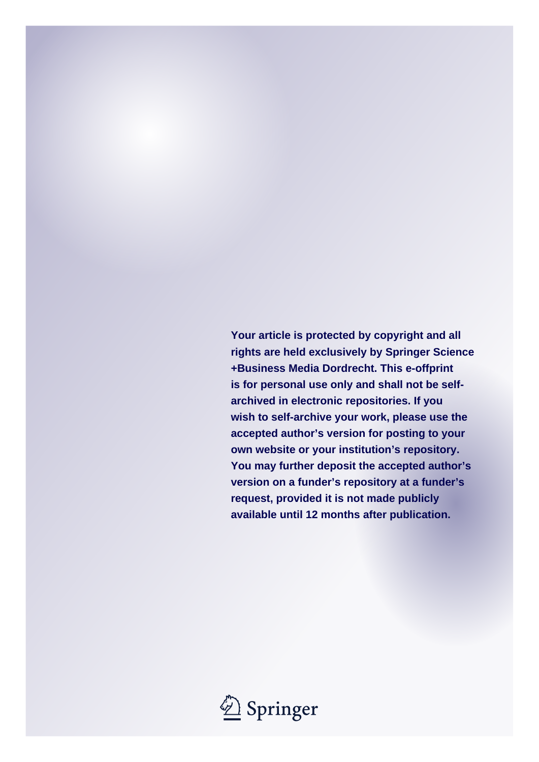**Your article is protected by copyright and all rights are held exclusively by Springer Science +Business Media Dordrecht. This e-offprint is for personal use only and shall not be self-archived in electronic repositories. If you wish to self-archive your work, please use the accepted author's version for posting to your own website or your institution's repository. You may further deposit the accepted author's version on a funder's repository at a funder's request, provided it is not made publicly available until 12 months after publication.**

Springer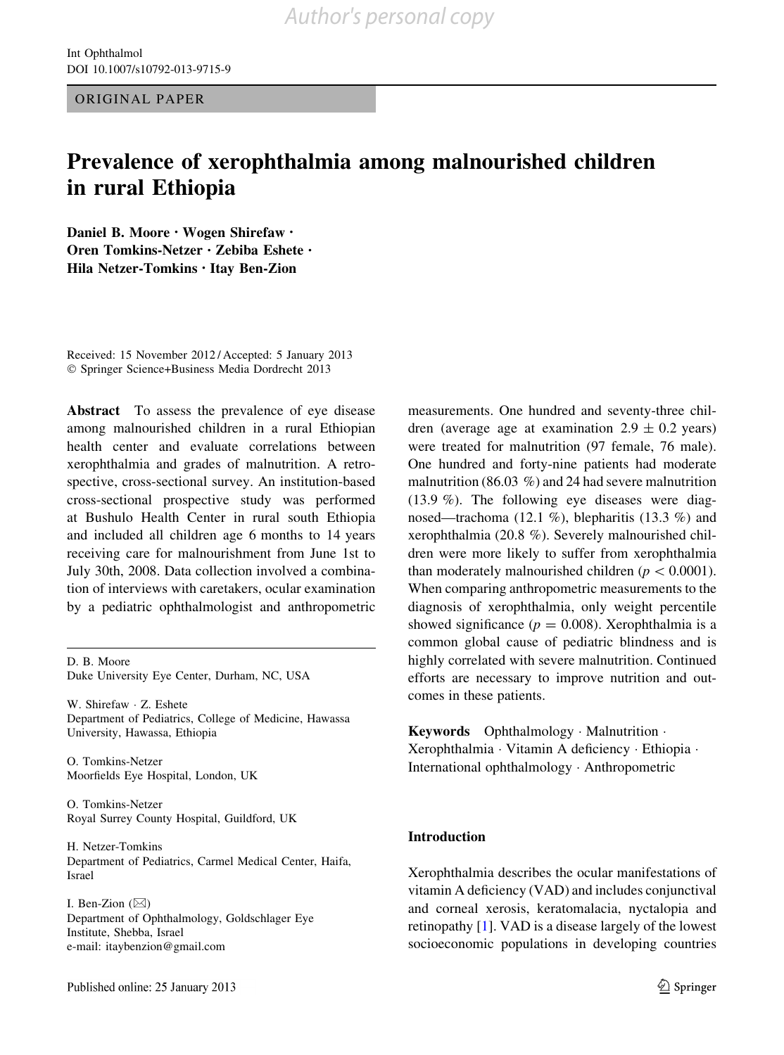ORIGINAL PAPER

# Prevalence of xerophthalmia among malnourished children in rural Ethiopia

**Daniel B. Moore · Wogen Shirefaw · Oren Tomkins-Netzer · Zebiba Eshete · Hila Netzer-Tomkins · Itay Ben-Zion**

Received: 15 November 2012 / Accepted: 5 January 2013
© Springer Science+Business Media Dordrecht 2013

**Abstract** To assess the prevalence of eye disease among malnourished children in a rural Ethiopian health center and evaluate correlations between xerophthalmia and grades of malnutrition. A retrospective, cross-sectional survey. An institution-based cross-sectional prospective study was performed at Bushulo Health Center in rural south Ethiopia and included all children age 6 months to 14 years receiving care for malnourishment from June 1st to July 30th, 2008. Data collection involved a combination of interviews with caretakers, ocular examination by a pediatric ophthalmologist and anthropometric measurements. One hundred and seventy-three children (average age at examination $2.9 \pm 0.2$ years) were treated for malnutrition (97 female, 76 male). One hundred and forty-nine patients had moderate malnutrition (86.03 %) and 24 had severe malnutrition (13.9 %). The following eye diseases were diagnosed—trachoma (12.1 %), blepharitis (13.3 %) and xerophthalmia (20.8 %). Severely malnourished children were more likely to suffer from xerophthalmia than moderately malnourished children ($p < 0.0001$). When comparing anthropometric measurements to the diagnosis of xerophthalmia, only weight percentile showed significance ($p = 0.008$). Xerophthalmia is a common global cause of pediatric blindness and is highly correlated with severe malnutrition. Continued efforts are necessary to improve nutrition and outcomes in these patients.

**Keywords** Ophthalmology · Malnutrition · Xerophthalmia · Vitamin A deficiency · Ethiopia · International ophthalmology · Anthropometric

D. B. Moore
Duke University Eye Center, Durham, NC, USA

W. Shirefaw · Z. Eshete
Department of Pediatrics, College of Medicine, Hawassa University, Hawassa, Ethiopia

O. Tomkins-Netzer
Moorfields Eye Hospital, London, UK

O. Tomkins-Netzer
Royal Surrey County Hospital, Guildford, UK

H. Netzer-Tomkins
Department of Pediatrics, Carmel Medical Center, Haifa, Israel

I. Ben-Zion (✉)
Department of Ophthalmology, Goldschlager Eye Institute, Shebba, Israel
e-mail: itaybenzion@gmail.com

## Introduction

Xerophthalmia describes the ocular manifestations of vitamin A deficiency (VAD) and includes conjunctival and corneal xerosis, keratomalacia, nyctalopia and retinopathy [1]. VAD is a disease largely of the lowest socioeconomic populations in developing countries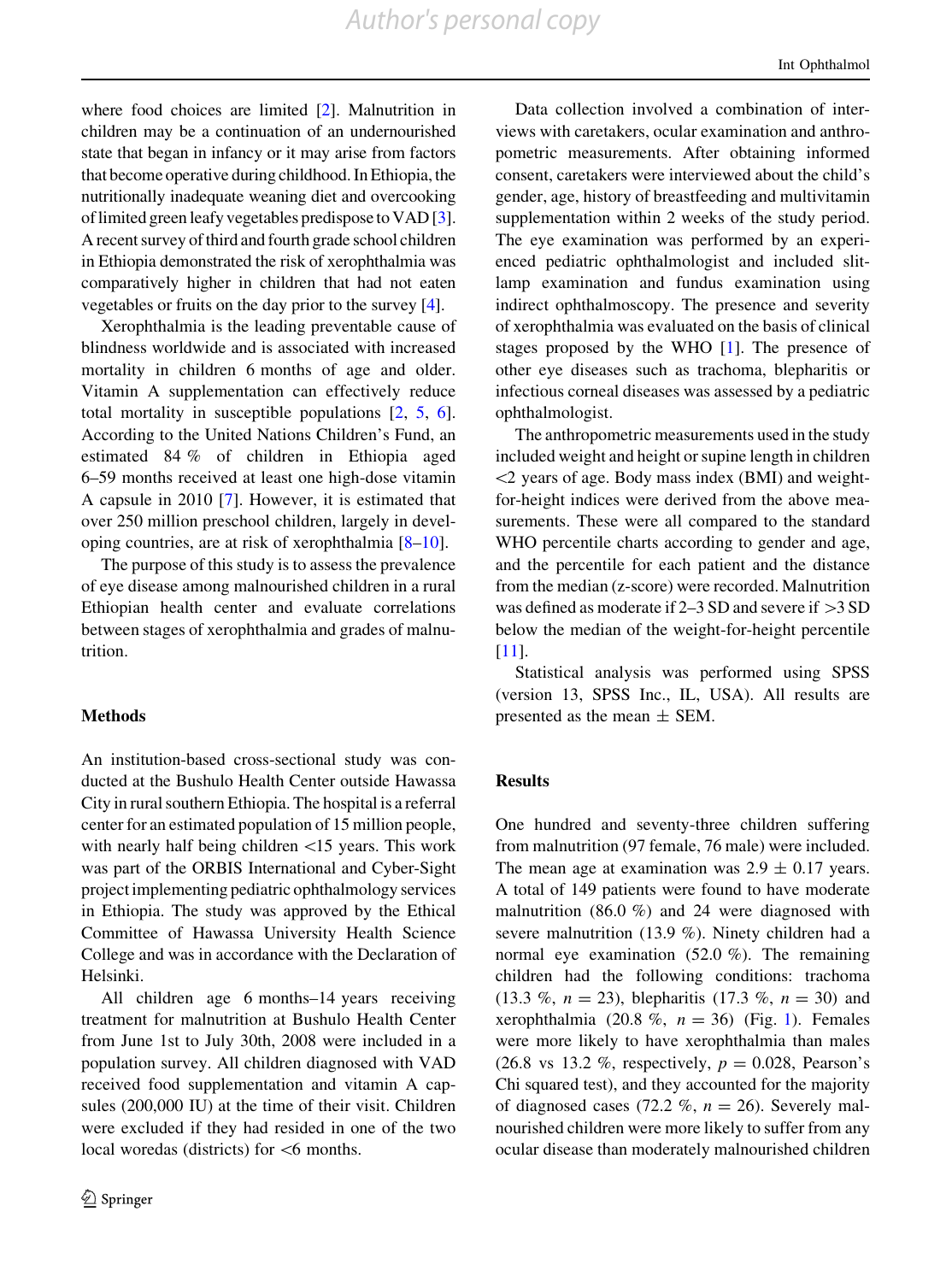where food choices are limited [2]. Malnutrition in children may be a continuation of an undernourished state that began in infancy or it may arise from factors that become operative during childhood. In Ethiopia, the nutritionally inadequate weaning diet and overcooking of limited green leafy vegetables predispose to VAD [3]. A recent survey of third and fourth grade school children in Ethiopia demonstrated the risk of xerophthalmia was comparatively higher in children that had not eaten vegetables or fruits on the day prior to the survey [4].

Xerophthalmia is the leading preventable cause of blindness worldwide and is associated with increased mortality in children 6 months of age and older. Vitamin A supplementation can effectively reduce total mortality in susceptible populations [2, 5, 6]. According to the United Nations Children's Fund, an estimated 84 % of children in Ethiopia aged 6–59 months received at least one high-dose vitamin A capsule in 2010 [7]. However, it is estimated that over 250 million preschool children, largely in developing countries, are at risk of xerophthalmia [8–10].

The purpose of this study is to assess the prevalence of eye disease among malnourished children in a rural Ethiopian health center and evaluate correlations between stages of xerophthalmia and grades of malnutrition.

## Methods

An institution-based cross-sectional study was conducted at the Bushulo Health Center outside Hawassa City in rural southern Ethiopia. The hospital is a referral center for an estimated population of 15 million people, with nearly half being children <15 years. This work was part of the ORBIS International and Cyber-Sight project implementing pediatric ophthalmology services in Ethiopia. The study was approved by the Ethical Committee of Hawassa University Health Science College and was in accordance with the Declaration of Helsinki.

All children age 6 months–14 years receiving treatment for malnutrition at Bushulo Health Center from June 1st to July 30th, 2008 were included in a population survey. All children diagnosed with VAD received food supplementation and vitamin A capsules (200,000 IU) at the time of their visit. Children were excluded if they had resided in one of the two local woredas (districts) for <6 months.

Data collection involved a combination of interviews with caretakers, ocular examination and anthropometric measurements. After obtaining informed consent, caretakers were interviewed about the child's gender, age, history of breastfeeding and multivitamin supplementation within 2 weeks of the study period. The eye examination was performed by an experienced pediatric ophthalmologist and included slit-lamp examination and fundus examination using indirect ophthalmoscopy. The presence and severity of xerophthalmia was evaluated on the basis of clinical stages proposed by the WHO [1]. The presence of other eye diseases such as trachoma, blepharitis or infectious corneal diseases was assessed by a pediatric ophthalmologist.

The anthropometric measurements used in the study included weight and height or supine length in children <2 years of age. Body mass index (BMI) and weight-for-height indices were derived from the above measurements. These were all compared to the standard WHO percentile charts according to gender and age, and the percentile for each patient and the distance from the median (z-score) were recorded. Malnutrition was defined as moderate if 2–3 SD and severe if >3 SD below the median of the weight-for-height percentile [11].

Statistical analysis was performed using SPSS (version 13, SPSS Inc., IL, USA). All results are presented as the mean ± SEM.

## Results

One hundred and seventy-three children suffering from malnutrition (97 female, 76 male) were included. The mean age at examination was 2.9 ± 0.17 years. A total of 149 patients were found to have moderate malnutrition (86.0 %) and 24 were diagnosed with severe malnutrition (13.9 %). Ninety children had a normal eye examination (52.0 %). The remaining children had the following conditions: trachoma (13.3 %, $n = 23$), blepharitis (17.3 %, $n = 30$) and xerophthalmia (20.8 %, $n = 36$) (Fig. 1). Females were more likely to have xerophthalmia than males (26.8 vs 13.2 %, respectively, $p = 0.028$, Pearson's Chi squared test), and they accounted for the majority of diagnosed cases (72.2 %, $n = 26$). Severely malnourished children were more likely to suffer from any ocular disease than moderately malnourished children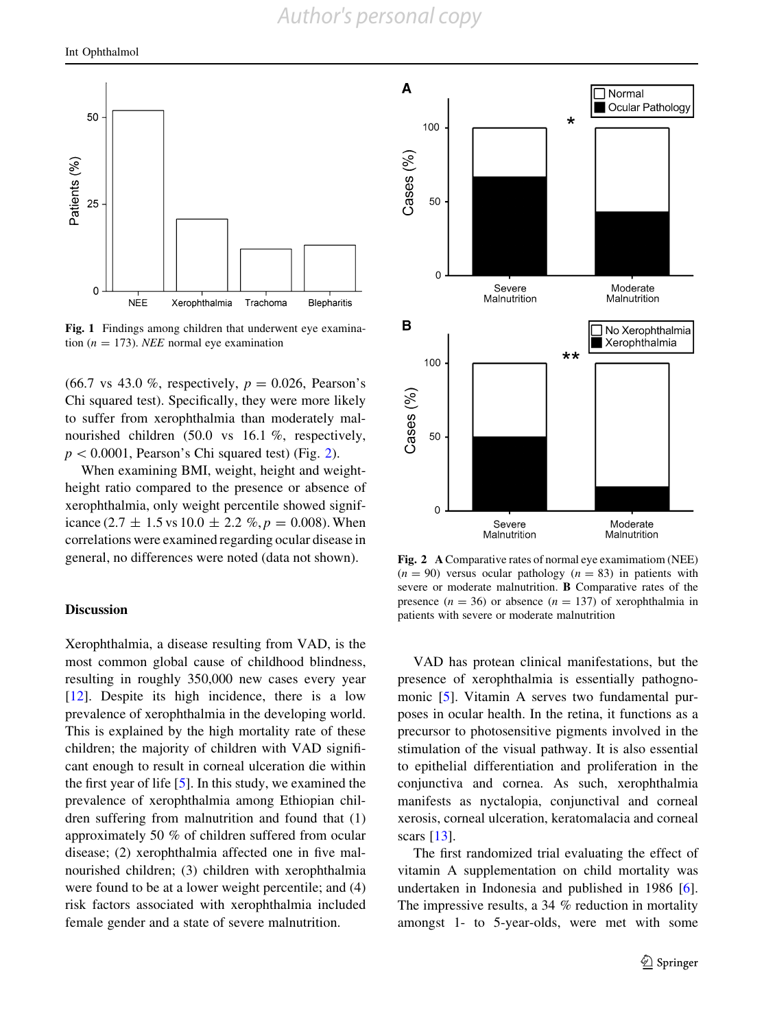Fig. 1 Findings among children that underwent eye examination ($n = 173$). *NEE* normal eye examination

(66.7 vs 43.0 %, respectively, $p = 0.026$, Pearson's Chi squared test). Specifically, they were more likely to suffer from xerophthalmia than moderately malnourished children (50.0 vs 16.1 %, respectively, $p < 0.0001$, Pearson's Chi squared test) (Fig. 2).

When examining BMI, weight, height and weight-height ratio compared to the presence or absence of xerophthalmia, only weight percentile showed significance ($2.7 \pm 1.5$ vs $10.0 \pm 2.2$ %, $p = 0.008$). When correlations were examined regarding ocular disease in general, no differences were noted (data not shown).

Fig. 2 **A** Comparative rates of normal eye examimation (NEE) ($n = 90$) versus ocular pathology ($n = 83$) in patients with severe or moderate malnutrition. **B** Comparative rates of the presence ($n = 36$) or absence ($n = 137$) of xerophthalmia in patients with severe or moderate malnutrition

## Discussion

Xerophthalmia, a disease resulting from VAD, is the most common global cause of childhood blindness, resulting in roughly 350,000 new cases every year [12]. Despite its high incidence, there is a low prevalence of xerophthalmia in the developing world. This is explained by the high mortality rate of these children; the majority of children with VAD significant enough to result in corneal ulceration die within the first year of life [5]. In this study, we examined the prevalence of xerophthalmia among Ethiopian children suffering from malnutrition and found that (1) approximately 50 % of children suffered from ocular disease; (2) xerophthalmia affected one in five malnourished children; (3) children with xerophthalmia were found to be at a lower weight percentile; and (4) risk factors associated with xerophthalmia included female gender and a state of severe malnutrition.

VAD has protean clinical manifestations, but the presence of xerophthalmia is essentially pathognomonic [5]. Vitamin A serves two fundamental purposes in ocular health. In the retina, it functions as a precursor to photosensitive pigments involved in the stimulation of the visual pathway. It is also essential to epithelial differentiation and proliferation in the conjunctiva and cornea. As such, xerophthalmia manifests as nyctalopia, conjunctival and corneal xerosis, corneal ulceration, keratomalacia and corneal scars [13].

The first randomized trial evaluating the effect of vitamin A supplementation on child mortality was undertaken in Indonesia and published in 1986 [6]. The impressive results, a 34 % reduction in mortality amongst 1- to 5-year-olds, were met with some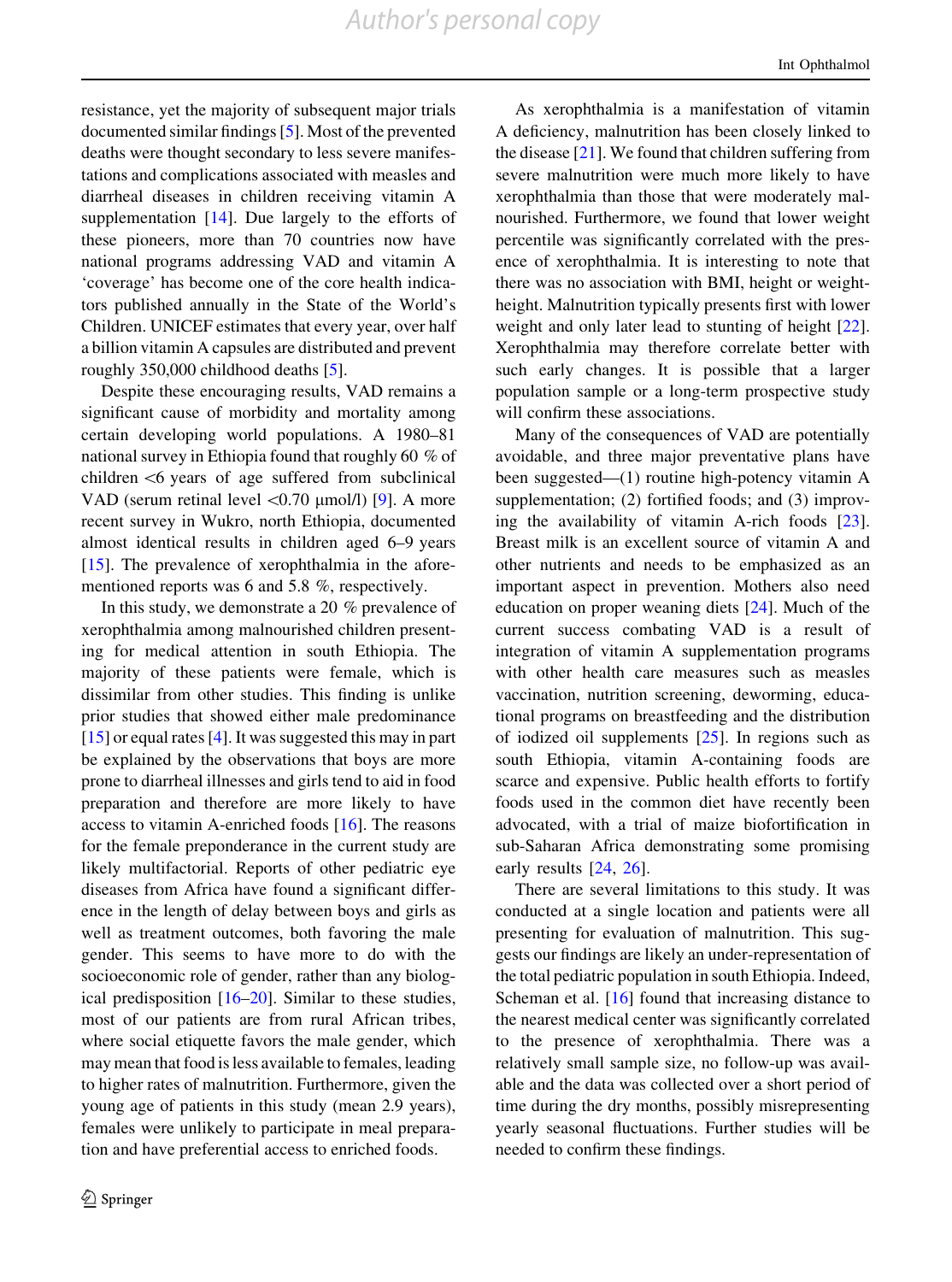resistance, yet the majority of subsequent major trials documented similar findings [5]. Most of the prevented deaths were thought secondary to less severe manifestations and complications associated with measles and diarrheal diseases in children receiving vitamin A supplementation [14]. Due largely to the efforts of these pioneers, more than 70 countries now have national programs addressing VAD and vitamin A 'coverage' has become one of the core health indicators published annually in the State of the World's Children. UNICEF estimates that every year, over half a billion vitamin A capsules are distributed and prevent roughly 350,000 childhood deaths [5].

Despite these encouraging results, VAD remains a significant cause of morbidity and mortality among certain developing world populations. A 1980–81 national survey in Ethiopia found that roughly 60 % of children <6 years of age suffered from subclinical VAD (serum retinal level <0.70 μmol/l) [9]. A more recent survey in Wukro, north Ethiopia, documented almost identical results in children aged 6–9 years [15]. The prevalence of xerophthalmia in the aforementioned reports was 6 and 5.8 %, respectively.

In this study, we demonstrate a 20 % prevalence of xerophthalmia among malnourished children presenting for medical attention in south Ethiopia. The majority of these patients were female, which is dissimilar from other studies. This finding is unlike prior studies that showed either male predominance [15] or equal rates [4]. It was suggested this may in part be explained by the observations that boys are more prone to diarrheal illnesses and girls tend to aid in food preparation and therefore are more likely to have access to vitamin A-enriched foods [16]. The reasons for the female preponderance in the current study are likely multifactorial. Reports of other pediatric eye diseases from Africa have found a significant difference in the length of delay between boys and girls as well as treatment outcomes, both favoring the male gender. This seems to have more to do with the socioeconomic role of gender, rather than any biological predisposition [16–20]. Similar to these studies, most of our patients are from rural African tribes, where social etiquette favors the male gender, which may mean that food is less available to females, leading to higher rates of malnutrition. Furthermore, given the young age of patients in this study (mean 2.9 years), females were unlikely to participate in meal preparation and have preferential access to enriched foods.

As xerophthalmia is a manifestation of vitamin A deficiency, malnutrition has been closely linked to the disease [21]. We found that children suffering from severe malnutrition were much more likely to have xerophthalmia than those that were moderately malnourished. Furthermore, we found that lower weight percentile was significantly correlated with the presence of xerophthalmia. It is interesting to note that there was no association with BMI, height or weight-height. Malnutrition typically presents first with lower weight and only later lead to stunting of height [22]. Xerophthalmia may therefore correlate better with such early changes. It is possible that a larger population sample or a long-term prospective study will confirm these associations.

Many of the consequences of VAD are potentially avoidable, and three major preventative plans have been suggested—(1) routine high-potency vitamin A supplementation; (2) fortified foods; and (3) improving the availability of vitamin A-rich foods [23]. Breast milk is an excellent source of vitamin A and other nutrients and needs to be emphasized as an important aspect in prevention. Mothers also need education on proper weaning diets [24]. Much of the current success combating VAD is a result of integration of vitamin A supplementation programs with other health care measures such as measles vaccination, nutrition screening, deworming, educational programs on breastfeeding and the distribution of iodized oil supplements [25]. In regions such as south Ethiopia, vitamin A-containing foods are scarce and expensive. Public health efforts to fortify foods used in the common diet have recently been advocated, with a trial of maize biofortification in sub-Saharan Africa demonstrating some promising early results [24, 26].

There are several limitations to this study. It was conducted at a single location and patients were all presenting for evaluation of malnutrition. This suggests our findings are likely an under-representation of the total pediatric population in south Ethiopia. Indeed, Scheman et al. [16] found that increasing distance to the nearest medical center was significantly correlated to the presence of xerophthalmia. There was a relatively small sample size, no follow-up was available and the data was collected over a short period of time during the dry months, possibly misrepresenting yearly seasonal fluctuations. Further studies will be needed to confirm these findings.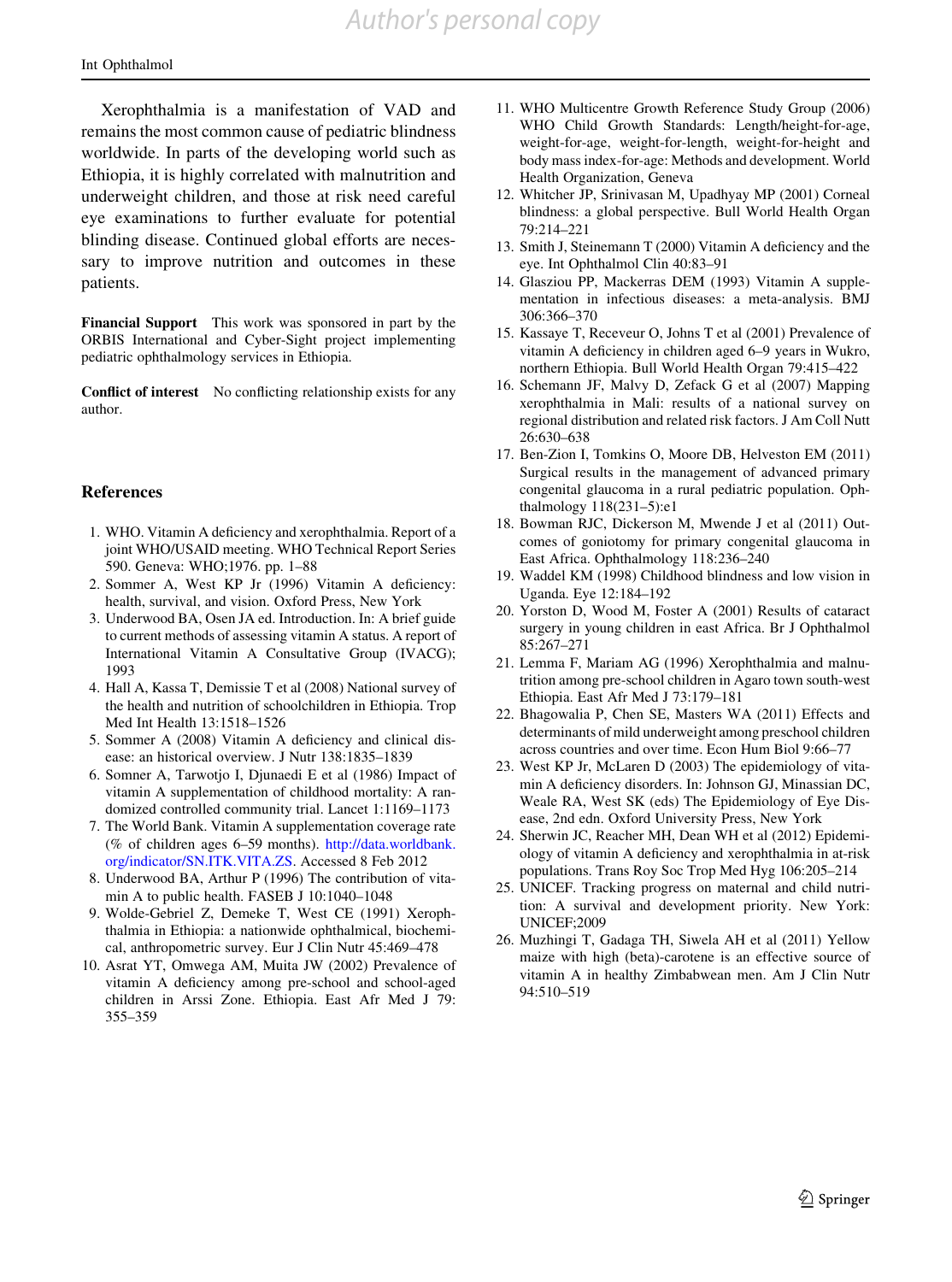Xerophthalmia is a manifestation of VAD and remains the most common cause of pediatric blindness worldwide. In parts of the developing world such as Ethiopia, it is highly correlated with malnutrition and underweight children, and those at risk need careful eye examinations to further evaluate for potential blinding disease. Continued global efforts are necessary to improve nutrition and outcomes in these patients.

**Financial Support** This work was sponsored in part by the ORBIS International and Cyber-Sight project implementing pediatric ophthalmology services in Ethiopia.

**Conflict of interest** No conflicting relationship exists for any author.

## References

1. WHO. Vitamin A deficiency and xerophthalmia. Report of a joint WHO/USAID meeting. WHO Technical Report Series 590. Geneva: WHO;1976. pp. 1–88
2. Sommer A, West KP Jr (1996) Vitamin A deficiency: health, survival, and vision. Oxford Press, New York
3. Underwood BA, Osen JA ed. Introduction. In: A brief guide to current methods of assessing vitamin A status. A report of International Vitamin A Consultative Group (IVACG); 1993
4. Hall A, Kassa T, Demissie T et al (2008) National survey of the health and nutrition of schoolchildren in Ethiopia. Trop Med Int Health 13:1518–1526
5. Sommer A (2008) Vitamin A deficiency and clinical disease: an historical overview. J Nutr 138:1835–1839
6. Somner A, Tarwotjo I, Djunaedi E et al (1986) Impact of vitamin A supplementation of childhood mortality: A randomized controlled community trial. Lancet 1:1169–1173
7. The World Bank. Vitamin A supplementation coverage rate (% of children ages 6–59 months). http://data.worldbank.org/indicator/SN.ITK.VITA.ZS. Accessed 8 Feb 2012
8. Underwood BA, Arthur P (1996) The contribution of vitamin A to public health. FASEB J 10:1040–1048
9. Wolde-Gebriel Z, Demeke T, West CE (1991) Xerophthalmia in Ethiopia: a nationwide ophthalmical, biochemical, anthropometric survey. Eur J Clin Nutr 45:469–478
10. Asrat YT, Omwega AM, Muita JW (2002) Prevalence of vitamin A deficiency among pre-school and school-aged children in Arssi Zone. Ethiopia. East Afr Med J 79:355–359
11. WHO Multicentre Growth Reference Study Group (2006) WHO Child Growth Standards: Length/height-for-age, weight-for-age, weight-for-length, weight-for-height and body mass index-for-age: Methods and development. World Health Organization, Geneva
12. Whitcher JP, Srinivasan M, Upadhyay MP (2001) Corneal blindness: a global perspective. Bull World Health Organ 79:214–221
13. Smith J, Steinemann T (2000) Vitamin A deficiency and the eye. Int Ophthalmol Clin 40:83–91
14. Glasziou PP, Mackerras DEM (1993) Vitamin A supplementation in infectious diseases: a meta-analysis. BMJ 306:366–370
15. Kassaye T, Receveur O, Johns T et al (2001) Prevalence of vitamin A deficiency in children aged 6–9 years in Wukro, northern Ethiopia. Bull World Health Organ 79:415–422
16. Schemann JF, Malvy D, Zefack G et al (2007) Mapping xerophthalmia in Mali: results of a national survey on regional distribution and related risk factors. J Am Coll Nutt 26:630–638
17. Ben-Zion I, Tomkins O, Moore DB, Helveston EM (2011) Surgical results in the management of advanced primary congenital glaucoma in a rural pediatric population. Ophthalmology 118(231–5):e1
18. Bowman RJC, Dickerson M, Mwende J et al (2011) Outcomes of goniotomy for primary congenital glaucoma in East Africa. Ophthalmology 118:236–240
19. Waddel KM (1998) Childhood blindness and low vision in Uganda. Eye 12:184–192
20. Yorston D, Wood M, Foster A (2001) Results of cataract surgery in young children in east Africa. Br J Ophthalmol 85:267–271
21. Lemma F, Mariam AG (1996) Xerophthalmia and malnutrition among pre-school children in Agaro town south-west Ethiopia. East Afr Med J 73:179–181
22. Bhagowalia P, Chen SE, Masters WA (2011) Effects and determinants of mild underweight among preschool children across countries and over time. Econ Hum Biol 9:66–77
23. West KP Jr, McLaren D (2003) The epidemiology of vitamin A deficiency disorders. In: Johnson GJ, Minassian DC, Weale RA, West SK (eds) The Epidemiology of Eye Disease, 2nd edn. Oxford University Press, New York
24. Sherwin JC, Reacher MH, Dean WH et al (2012) Epidemiology of vitamin A deficiency and xerophthalmia in at-risk populations. Trans Roy Soc Trop Med Hyg 106:205–214
25. UNICEF. Tracking progress on maternal and child nutrition: A survival and development priority. New York: UNICEF;2009
26. Muzhingi T, Gadaga TH, Siwela AH et al (2011) Yellow maize with high (beta)-carotene is an effective source of vitamin A in healthy Zimbabwean men. Am J Clin Nutr 94:510–519